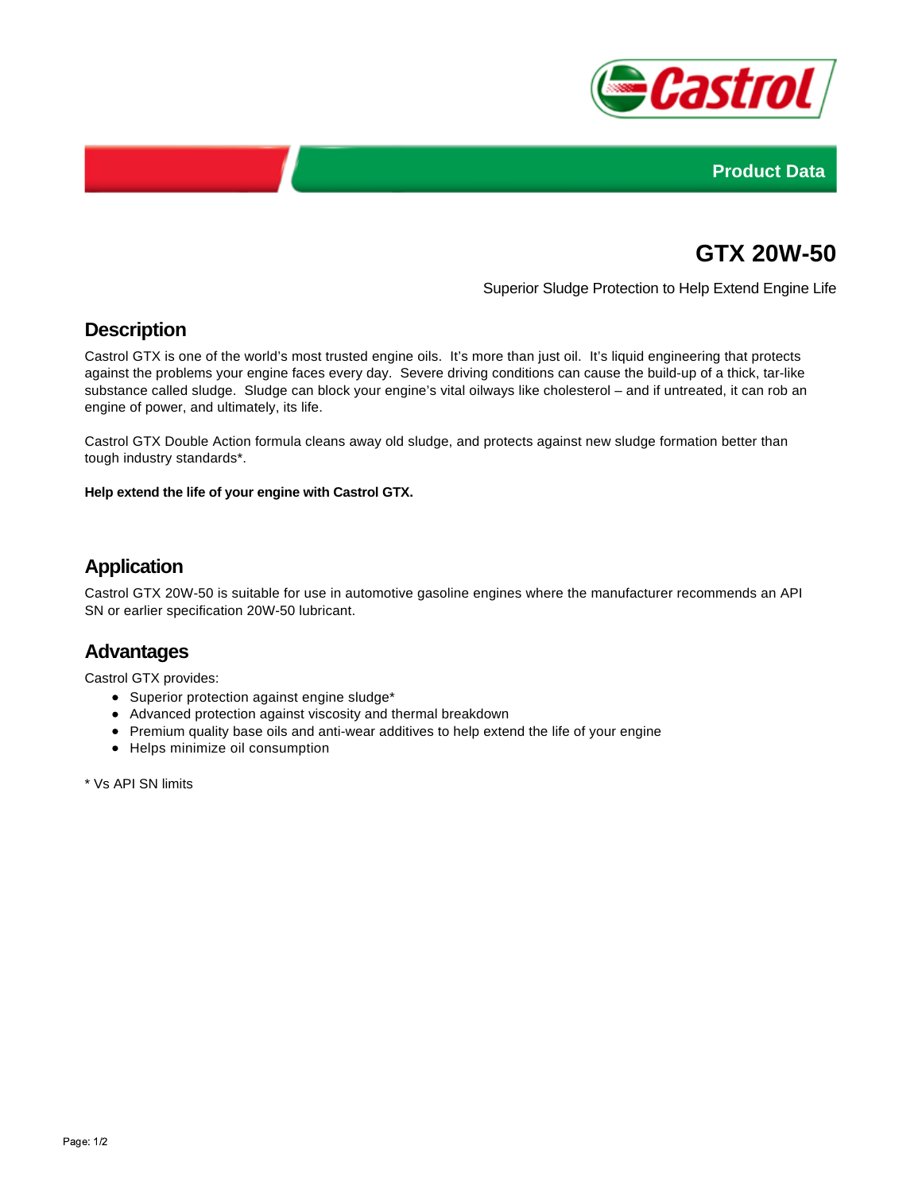Product Data

# GTX 20W-50

Superior Sludge Protection to Help Extend Engine Life

## Description

Castrol GTX is one of the world's most trusted engine oils. It's more than just oil. It's liquid engineering that protects against the problems your engine faces every day. Severe driving conditions can cause the build-up of a thick, tar-like substance called sludge. Sludge can block your engine's vital oilways like cholesterol – and if untreated, it can rob an engine of power, and ultimately, its life.

Castrol GTX Double Action formula cleans away old sludge, and protects against new sludge formation better than tough industry standards*.

**Help extend the life of your engine with Castrol GTX.**

## Application

Castrol GTX 20W-50 is suitable for use in automotive gasoline engines where the manufacturer recommends an API SN or earlier specification 20W-50 lubricant.

## Advantages

Castrol GTX provides:

- Superior protection against engine sludge*
- Advanced protection against viscosity and thermal breakdown
- Premium quality base oils and anti-wear additives to help extend the life of your engine
- Helps minimize oil consumption

* Vs API SN limits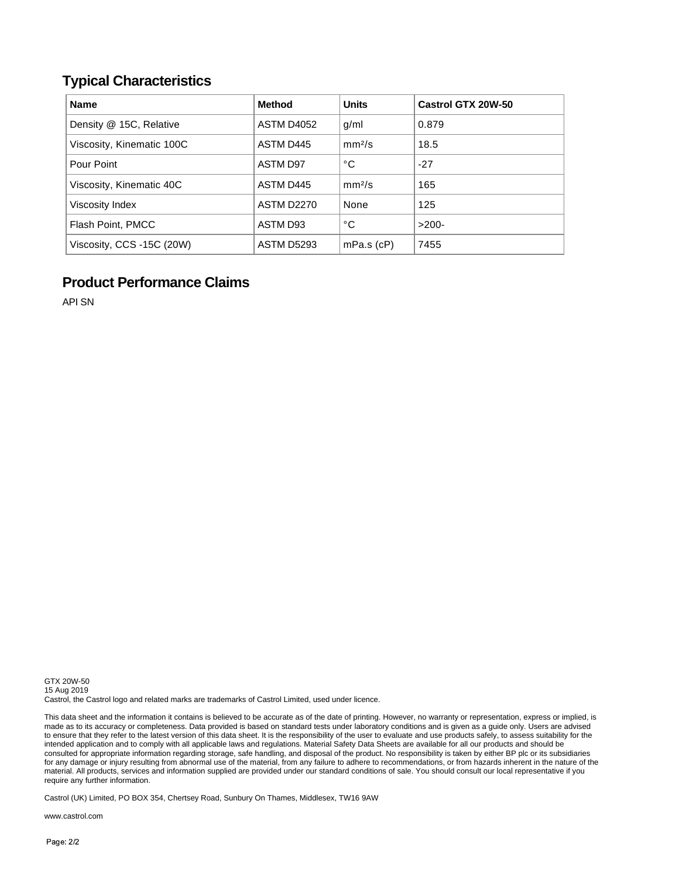## Typical Characteristics

| Name | Method | Units | Castrol GTX 20W-50 |
|---|---|---|---|
| Density @ 15C, Relative | ASTM D4052 | g/ml | 0.879 |
| Viscosity, Kinematic 100C | ASTM D445 | $mm^2/s$ | 18.5 |
| Pour Point | ASTM D97 | °C | -27 |
| Viscosity, Kinematic 40C | ASTM D445 | $mm^2/s$ | 165 |
| Viscosity Index | ASTM D2270 | None | 125 |
| Flash Point, PMCC | ASTM D93 | °C | >200- |
| Viscosity, CCS -15C (20W) | ASTM D5293 | mPa.s (cP) | 7455 |

## Product Performance Claims

API SN

GTX 20W-50
15 Aug 2019
Castrol, the Castrol logo and related marks are trademarks of Castrol Limited, used under licence.

This data sheet and the information it contains is believed to be accurate as of the date of printing. However, no warranty or representation, express or implied, is made as to its accuracy or completeness. Data provided is based on standard tests under laboratory conditions and is given as a guide only. Users are advised to ensure that they refer to the latest version of this data sheet. It is the responsibility of the user to evaluate and use products safely, to assess suitability for the intended application and to comply with all applicable laws and regulations. Material Safety Data Sheets are available for all our products and should be consulted for appropriate information regarding storage, safe handling, and disposal of the product. No responsibility is taken by either BP plc or its subsidiaries for any damage or injury resulting from abnormal use of the material, from any failure to adhere to recommendations, or from hazards inherent in the nature of the material. All products, services and information supplied are provided under our standard conditions of sale. You should consult our local representative if you require any further information.

Castrol (UK) Limited, PO BOX 354, Chertsey Road, Sunbury On Thames, Middlesex, TW16 9AW

www.castrol.com